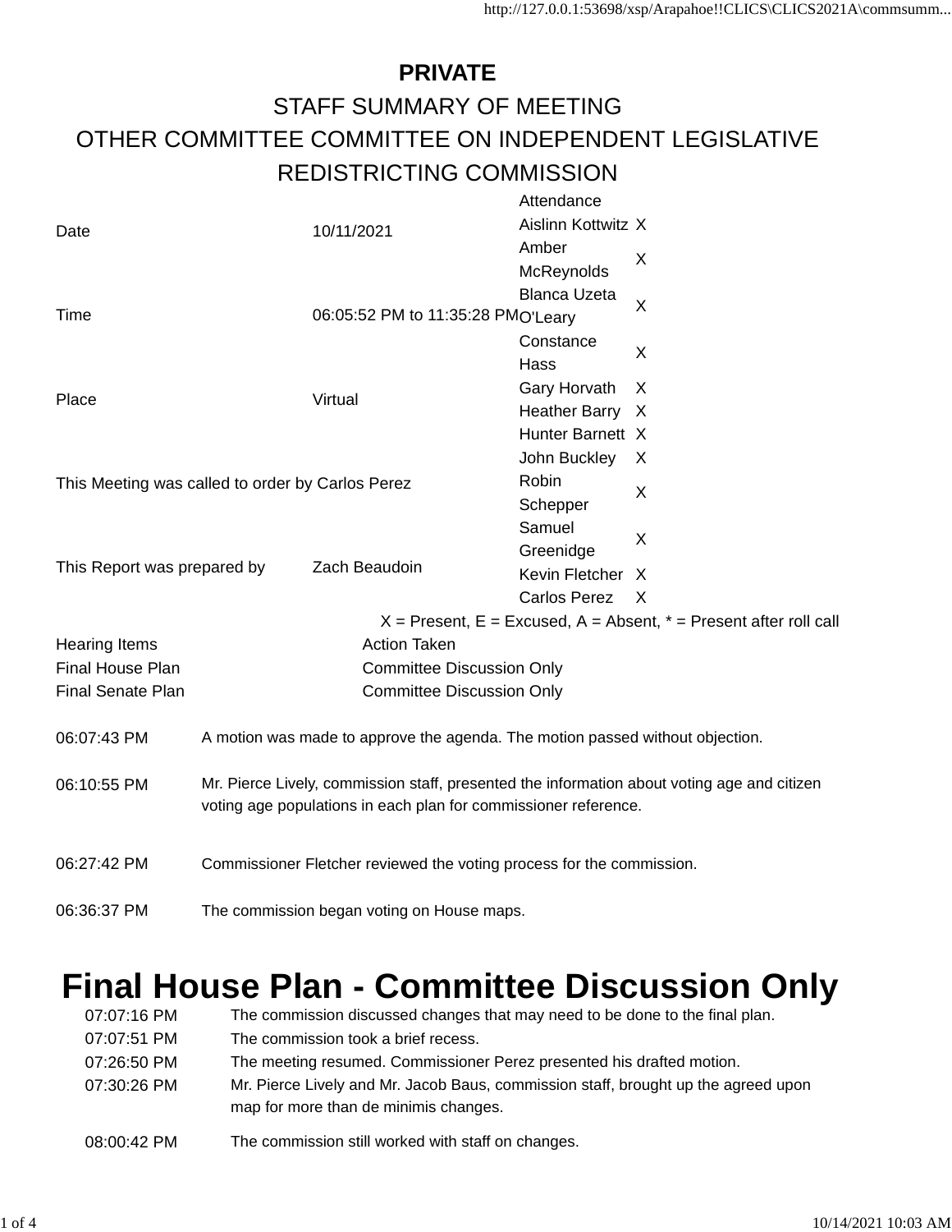**PRIVATE**

STAFF SUMMARY OF MEETING

OTHER COMMITTEE COMMITTEE ON INDEPENDENT LEGISLATIVE REDISTRICTING COMMISSION

| | | Attendance | |
|---|---|---|---|
| Date | 10/11/2021 | Aislinn Kottwitz | X |
| | | Amber McReynolds | X |
| Time | 06:05:52 PM to 11:35:28 PM | Blanca Uzeta O'Leary | X |
| | | Constance Hass | X |
| Place | Virtual | Gary Horvath | X |
| | | Heather Barry | X |
| | | Hunter Barnett | X |
| | | John Buckley | X |
| This Meeting was called to order by Carlos Perez | | Robin Schepper | X |
| | | Samuel Greenidge | X |
| This Report was prepared by | Zach Beaudoin | Kevin Fletcher | X |
| | | Carlos Perez | X |

X = Present, E = Excused, A = Absent, * = Present after roll call

| Hearing Items | Action Taken |
|---|---|
| Final House Plan | Committee Discussion Only |
| Final Senate Plan | Committee Discussion Only |

| | |
|---|---|
| 06:07:43 PM | A motion was made to approve the agenda. The motion passed without objection. |
| 06:10:55 PM | Mr. Pierce Lively, commission staff, presented the information about voting age and citizen voting age populations in each plan for commissioner reference. |
| 06:27:42 PM | Commissioner Fletcher reviewed the voting process for the commission. |
| 06:36:37 PM | The commission began voting on House maps. |

# Final House Plan - Committee Discussion Only

| | |
|---|---|
| 07:07:16 PM | The commission discussed changes that may need to be done to the final plan. |
| 07:07:51 PM | The commission took a brief recess. |
| 07:26:50 PM | The meeting resumed. Commissioner Perez presented his drafted motion. |
| 07:30:26 PM | Mr. Pierce Lively and Mr. Jacob Baus, commission staff, brought up the agreed upon map for more than de minimis changes. |
| 08:00:42 PM | The commission still worked with staff on changes. |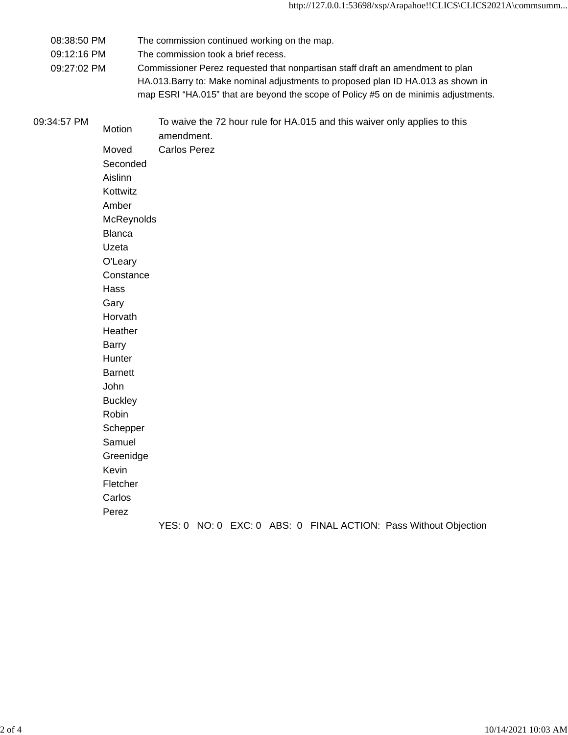| | |
|---|---|
| 08:38:50 PM | The commission continued working on the map. |
| 09:12:16 PM | The commission took a brief recess. |
| 09:27:02 PM | Commissioner Perez requested that nonpartisan staff draft an amendment to plan HA.013.Barry to: Make nominal adjustments to proposed plan ID HA.013 as shown in map ESRI "HA.015" that are beyond the scope of Policy #5 on de minimis adjustments. |

| | | |
|---|---|---|
| 09:34:57 PM | Motion | To waive the 72 hour rule for HA.015 and this waiver only applies to this amendment. |
| | Moved | Carlos Perez |
| | Seconded | |
| | Aislinn Kottwitz | |
| | Amber McReynolds | |
| | Blanca Uzeta O'Leary | |
| | Constance Hass | |
| | Gary Horvath | |
| | Heather Barry | |
| | Hunter Barnett | |
| | John Buckley | |
| | Robin Schepper | |
| | Samuel Greenidge | |
| | Kevin Fletcher | |
| | Carlos Perez | |
| | | YES: 0 NO: 0 EXC: 0 ABS: 0 FINAL ACTION: Pass Without Objection |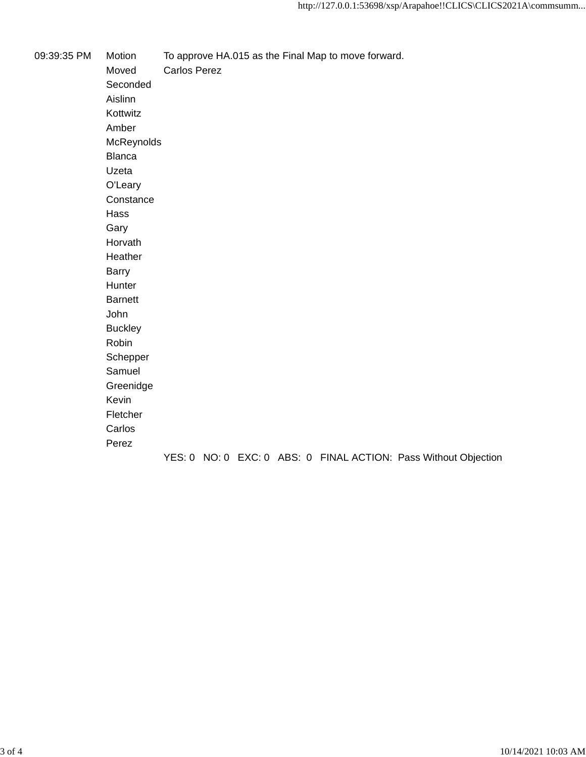| | | |
|---|---|---|
| 09:39:35 PM | Motion | To approve HA.015 as the Final Map to move forward. |
| | Moved | Carlos Perez |
| | Seconded | |
| | Aislinn Kottwitz | |
| | Amber McReynolds | |
| | Blanca Uzeta O'Leary | |
| | Constance Hass | |
| | Gary Horvath | |
| | Heather Barry | |
| | Hunter Barnett | |
| | John Buckley | |
| | Robin Schepper | |
| | Samuel Greenidge | |
| | Kevin Fletcher | |
| | Carlos Perez | |
| | | YES: 0 NO: 0 EXC: 0 ABS: 0 FINAL ACTION: Pass Without Objection |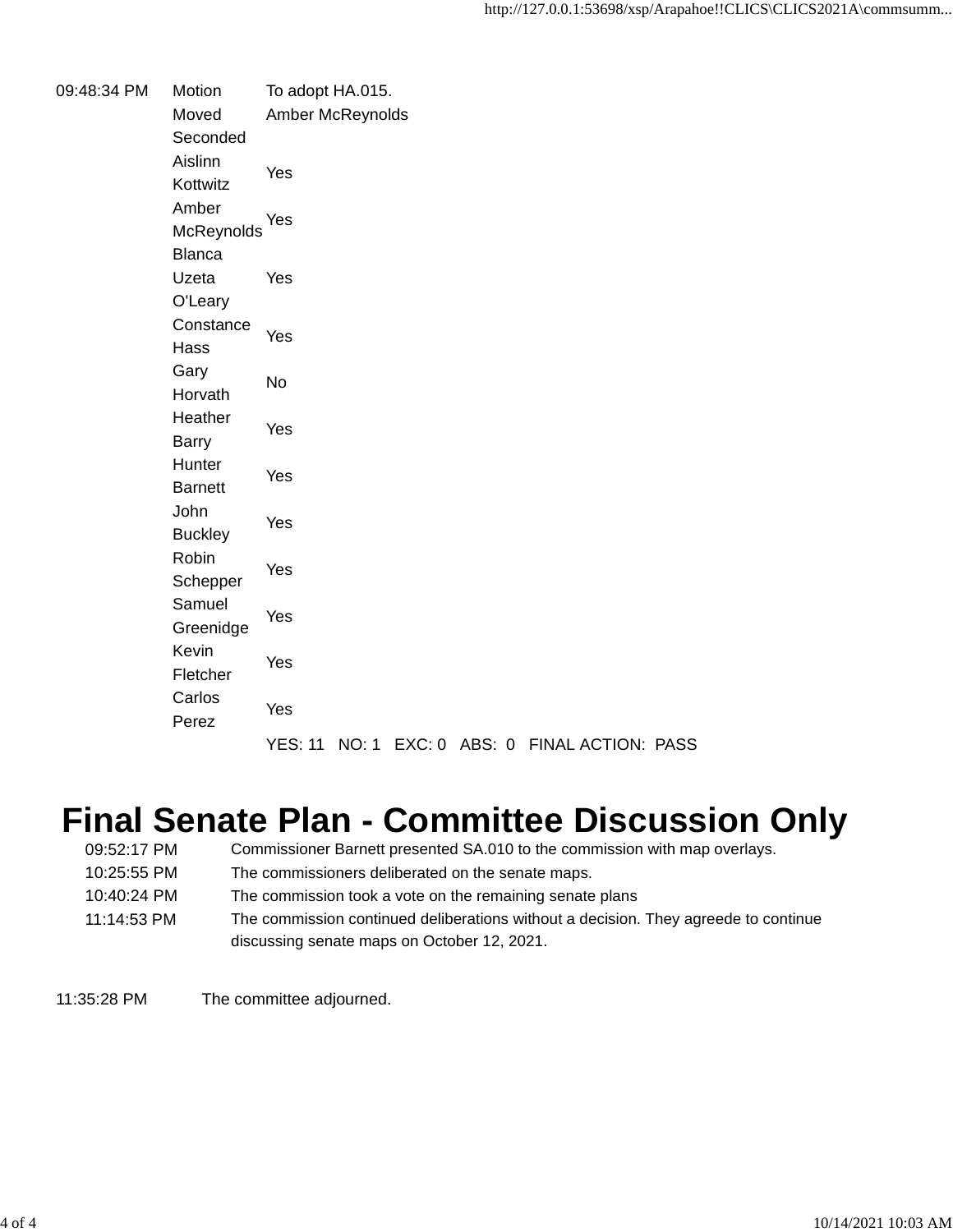| | | |
|---|---|---|
| 09:48:34 PM | Motion | To adopt HA.015. |
| | Moved | Amber McReynolds |
| | Seconded | |
| | Aislinn Kottwitz | Yes |
| | Amber McReynolds | Yes |
| | Blanca Uzeta O'Leary | Yes |
| | Constance Hass | Yes |
| | Gary Horvath | No |
| | Heather Barry | Yes |
| | Hunter Barnett | Yes |
| | John Buckley | Yes |
| | Robin Schepper | Yes |
| | Samuel Greenidge | Yes |
| | Kevin Fletcher | Yes |
| | Carlos Perez | Yes |
| | | YES: 11 NO: 1 EXC: 0 ABS: 0 FINAL ACTION: PASS |

# Final Senate Plan - Committee Discussion Only

| | |
|---|---|
| 09:52:17 PM | Commissioner Barnett presented SA.010 to the commission with map overlays. |
| 10:25:55 PM | The commissioners deliberated on the senate maps. |
| 10:40:24 PM | The commission took a vote on the remaining senate plans |
| 11:14:53 PM | The commission continued deliberations without a decision. They agreede to continue discussing senate maps on October 12, 2021. |

11:35:28 PM The committee adjourned.